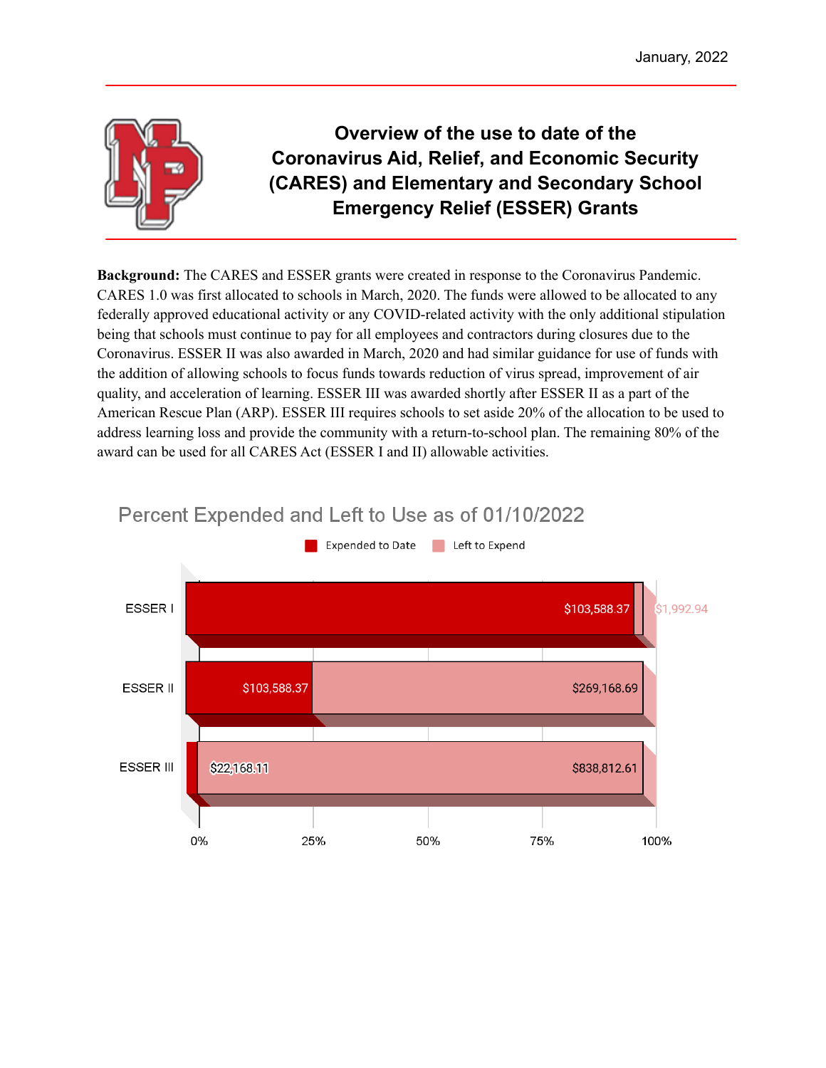January, 2022

# Overview of the use to date of the Coronavirus Aid, Relief, and Economic Security (CARES) and Elementary and Secondary School Emergency Relief (ESSER) Grants

**Background:** The CARES and ESSER grants were created in response to the Coronavirus Pandemic. CARES 1.0 was first allocated to schools in March, 2020. The funds were allowed to be allocated to any federally approved educational activity or any COVID-related activity with the only additional stipulation being that schools must continue to pay for all employees and contractors during closures due to the Coronavirus. ESSER II was also awarded in March, 2020 and had similar guidance for use of funds with the addition of allowing schools to focus funds towards reduction of virus spread, improvement of air quality, and acceleration of learning. ESSER III was awarded shortly after ESSER II as a part of the American Rescue Plan (ARP). ESSER III requires schools to set aside 20% of the allocation to be used to address learning loss and provide the community with a return-to-school plan. The remaining 80% of the award can be used for all CARES Act (ESSER I and II) allowable activities.

## Percent Expended and Left to Use as of 01/10/2022

| Grant | Expended to Date | Left to Expend |
| --- | --- | --- |
| ESSER I | $103,588.37 | $1,992.94 |
| ESSER II | $103,588.37 | $269,168.69 |
| ESSER III | $22,168.11 | $838,812.61 |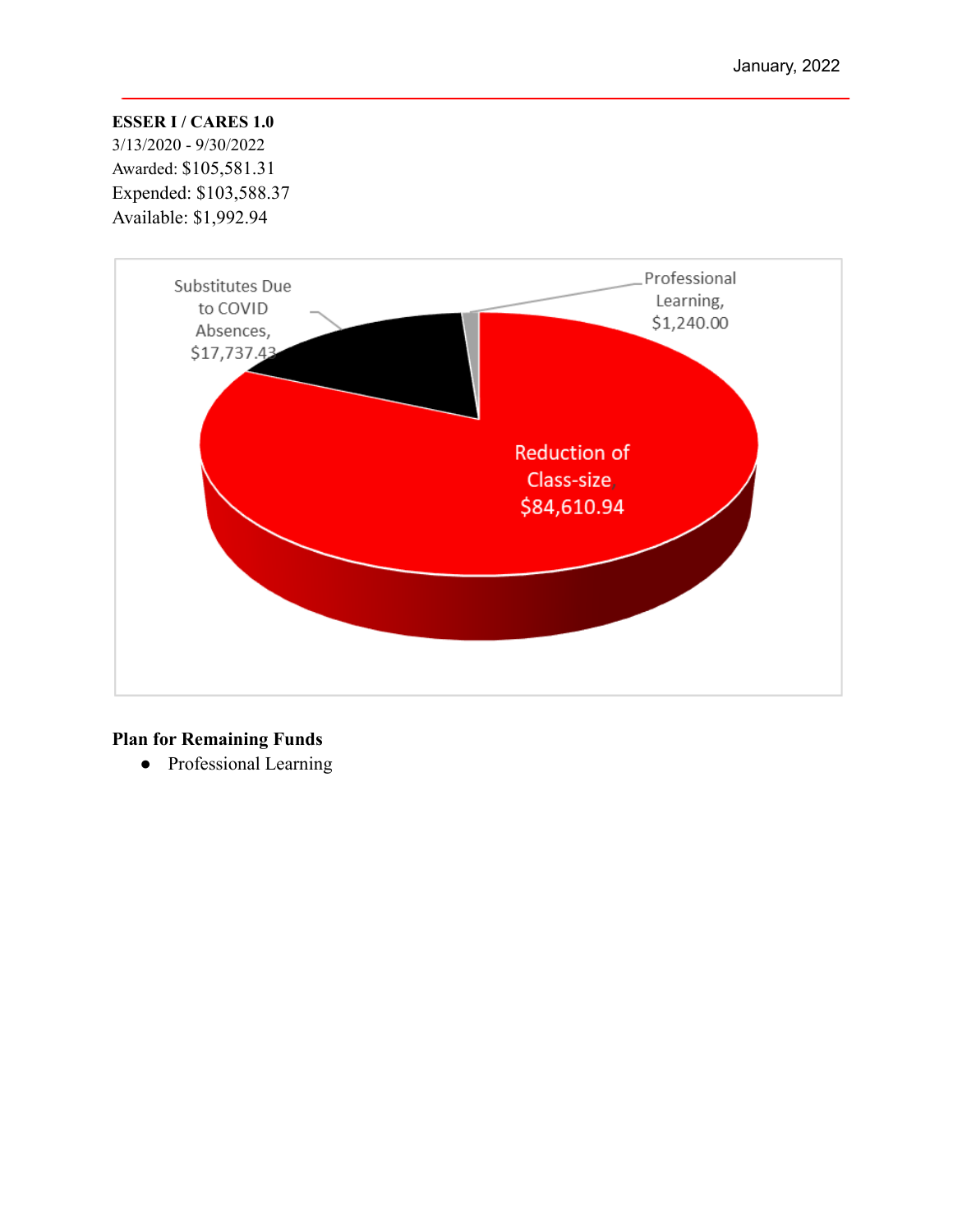**ESSER I / CARES 1.0**
3/13/2020 - 9/30/2022
Awarded: $105,581.31
Expended: $103,588.37
Available: $1,992.94

Substitutes Due to COVID Absences, $17,737.43

Professional Learning, $1,240.00

Reduction of Class-size, $84,610.94

**Plan for Remaining Funds**

- Professional Learning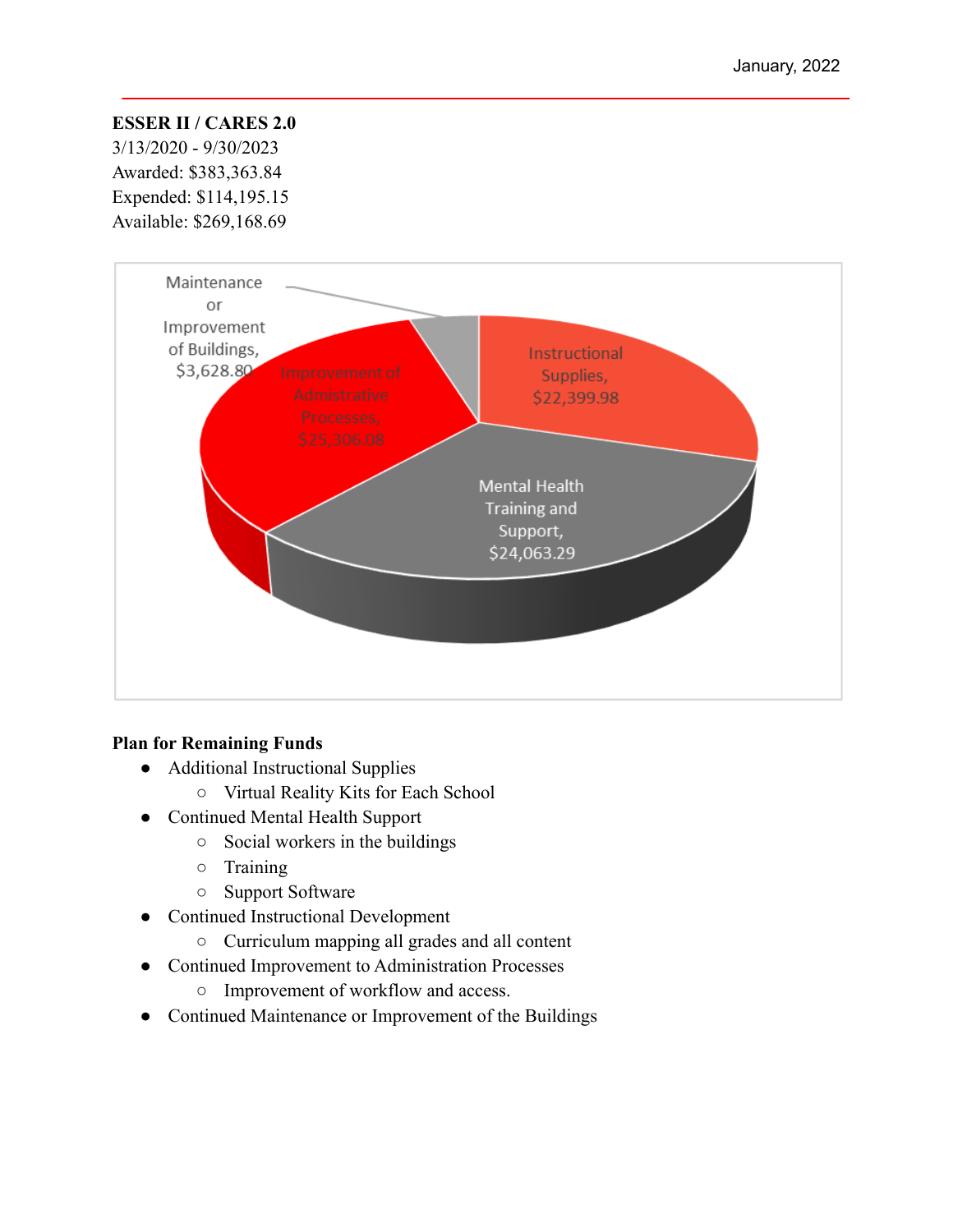**ESSER II / CARES 2.0**
3/13/2020 - 9/30/2023
Awarded: $383,363.84
Expended: $114,195.15
Available: $269,168.69

Maintenance or Improvement of Buildings, $3,628.80
Instructional Supplies, $22,399.98
Improvement of Admistrative Processes, $25,306.08
Mental Health Training and Support, $24,063.29

**Plan for Remaining Funds**

- Additional Instructional Supplies
  - Virtual Reality Kits for Each School
- Continued Mental Health Support
  - Social workers in the buildings
  - Training
  - Support Software
- Continued Instructional Development
  - Curriculum mapping all grades and all content
- Continued Improvement to Administration Processes
  - Improvement of workflow and access.
- Continued Maintenance or Improvement of the Buildings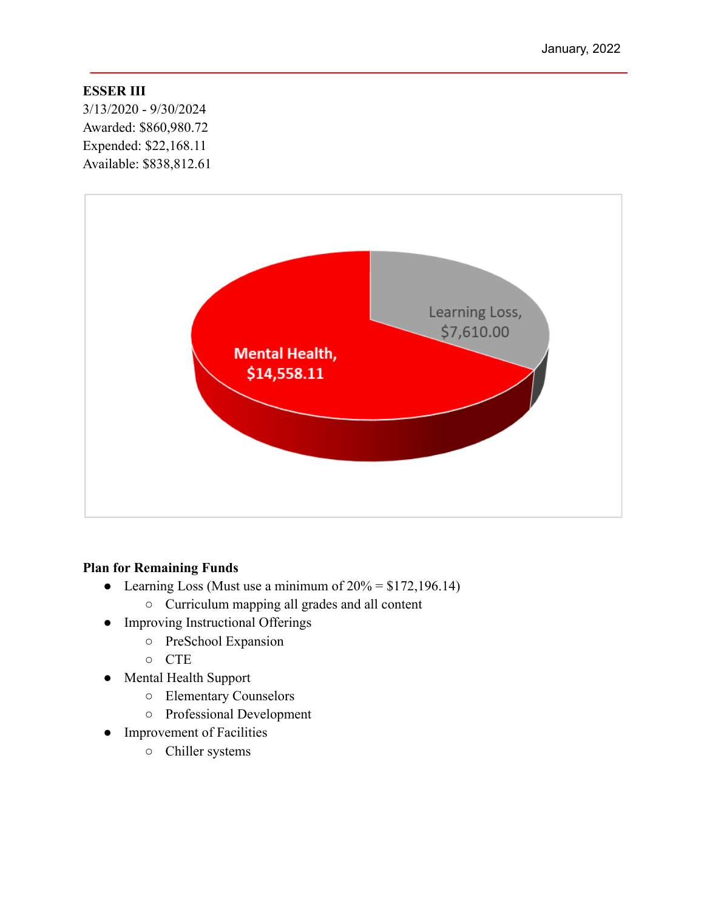January, 2022

**ESSER III**
3/13/2020 - 9/30/2024
Awarded: $860,980.72
Expended: $22,168.11
Available: $838,812.61

Learning Loss, $7,610.00

Mental Health, $14,558.11

**Plan for Remaining Funds**

- Learning Loss (Must use a minimum of 20% = $172,196.14)
  - Curriculum mapping all grades and all content
- Improving Instructional Offerings
  - PreSchool Expansion
  - CTE
- Mental Health Support
  - Elementary Counselors
  - Professional Development
- Improvement of Facilities
  - Chiller systems